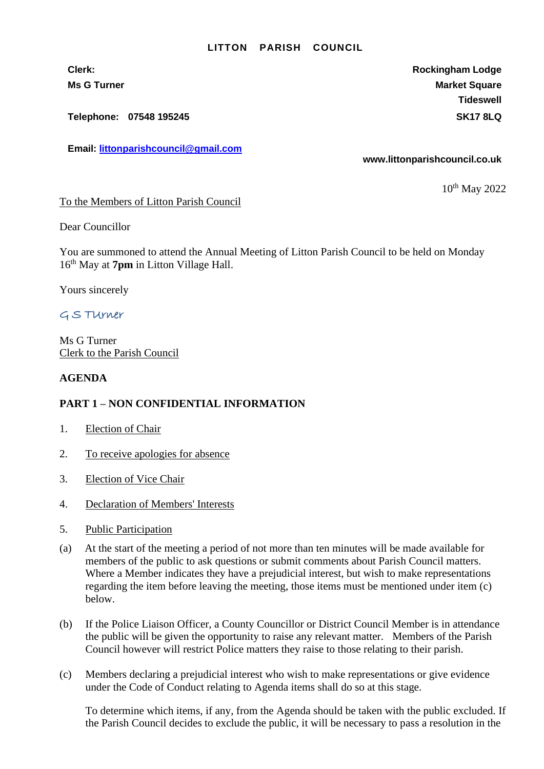# LITTON PARISH COUNCIL

**Clerk:**
**Ms G Turner**

**Telephone: 07548 195245**

**Email: [littonparishcouncil@gmail.com](mailto:littonparishcouncil@gmail.com)**

**Rockingham Lodge**
**Market Square**
**Tideswell**
**SK17 8LQ**

**www.littonparishcouncil.co.uk**

10th May 2022

To the Members of Litton Parish Council

Dear Councillor

You are summoned to attend the Annual Meeting of Litton Parish Council to be held on Monday 16th May at **7pm** in Litton Village Hall.

Yours sincerely

G S Turner

Ms G Turner
Clerk to the Parish Council

**AGENDA**

**PART 1 – NON CONFIDENTIAL INFORMATION**

1. Election of Chair

2. To receive apologies for absence

3. Election of Vice Chair

4. Declaration of Members' Interests

5. Public Participation

(a) At the start of the meeting a period of not more than ten minutes will be made available for members of the public to ask questions or submit comments about Parish Council matters. Where a Member indicates they have a prejudicial interest, but wish to make representations regarding the item before leaving the meeting, those items must be mentioned under item (c) below.

(b) If the Police Liaison Officer, a County Councillor or District Council Member is in attendance the public will be given the opportunity to raise any relevant matter. Members of the Parish Council however will restrict Police matters they raise to those relating to their parish.

(c) Members declaring a prejudicial interest who wish to make representations or give evidence under the Code of Conduct relating to Agenda items shall do so at this stage.

To determine which items, if any, from the Agenda should be taken with the public excluded. If the Parish Council decides to exclude the public, it will be necessary to pass a resolution in the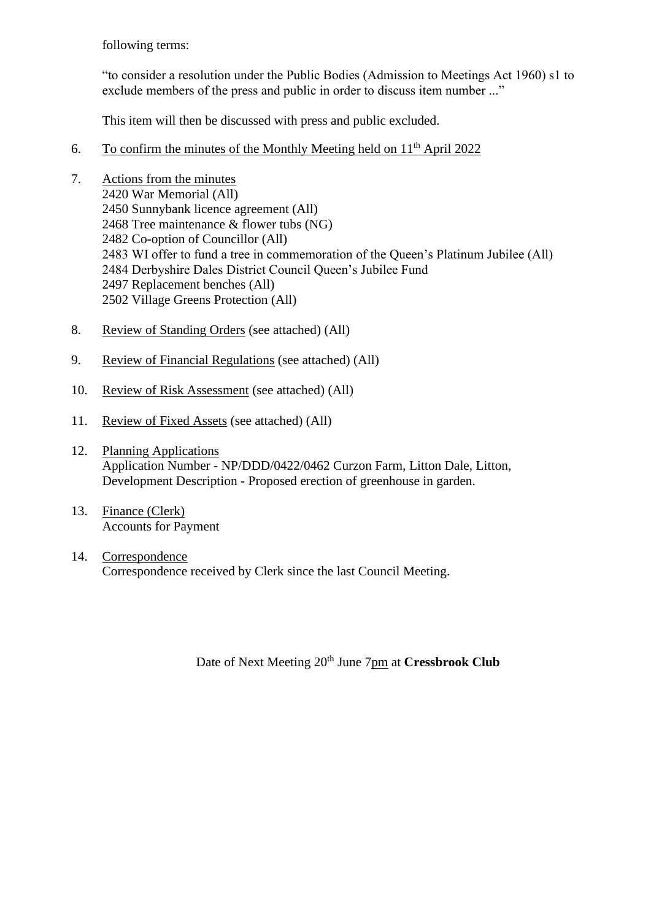following terms:

"to consider a resolution under the Public Bodies (Admission to Meetings Act 1960) s1 to exclude members of the press and public in order to discuss item number ..."

This item will then be discussed with press and public excluded.

6. To confirm the minutes of the Monthly Meeting held on 11th April 2022

7. Actions from the minutes
   2420 War Memorial (All)
   2450 Sunnybank licence agreement (All)
   2468 Tree maintenance & flower tubs (NG)
   2482 Co-option of Councillor (All)
   2483 WI offer to fund a tree in commemoration of the Queen's Platinum Jubilee (All)
   2484 Derbyshire Dales District Council Queen's Jubilee Fund
   2497 Replacement benches (All)
   2502 Village Greens Protection (All)

8. Review of Standing Orders (see attached) (All)

9. Review of Financial Regulations (see attached) (All)

10. Review of Risk Assessment (see attached) (All)

11. Review of Fixed Assets (see attached) (All)

12. Planning Applications
    Application Number - NP/DDD/0422/0462 Curzon Farm, Litton Dale, Litton,
    Development Description - Proposed erection of greenhouse in garden.

13. Finance (Clerk)
    Accounts for Payment

14. Correspondence
    Correspondence received by Clerk since the last Council Meeting.

Date of Next Meeting 20th June 7pm at **Cressbrook Club**